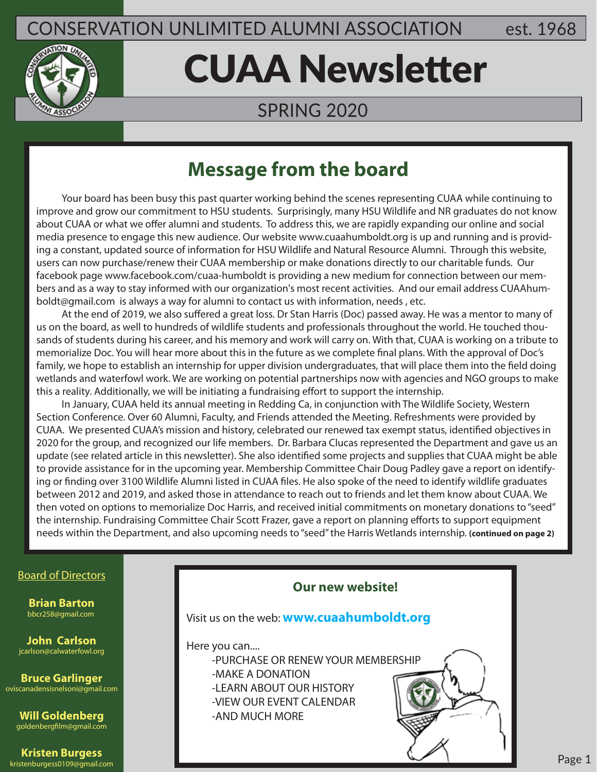CONSERVATION UNLIMITED ALUMNI ASSOCIATION est. 1968

# CUAA Newsletter

SPRING 2020

## Message from the board

Your board has been busy this past quarter working behind the scenes representing CUAA while continuing to improve and grow our commitment to HSU students. Surprisingly, many HSU Wildlife and NR graduates do not know about CUAA or what we offer alumni and students. To address this, we are rapidly expanding our online and social media presence to engage this new audience. Our website www.cuaahumboldt.org is up and running and is providing a constant, updated source of information for HSU Wildlife and Natural Resource Alumni. Through this website, users can now purchase/renew their CUAA membership or make donations directly to our charitable funds. Our facebook page www.facebook.com/cuaa-humboldt is providing a new medium for connection between our members and as a way to stay informed with our organization's most recent activities. And our email address CUAAhumboldt@gmail.com is always a way for alumni to contact us with information, needs , etc.

At the end of 2019, we also suffered a great loss. Dr Stan Harris (Doc) passed away. He was a mentor to many of us on the board, as well to hundreds of wildlife students and professionals throughout the world. He touched thousands of students during his career, and his memory and work will carry on. With that, CUAA is working on a tribute to memorialize Doc. You will hear more about this in the future as we complete final plans. With the approval of Doc's family, we hope to establish an internship for upper division undergraduates, that will place them into the field doing wetlands and waterfowl work. We are working on potential partnerships now with agencies and NGO groups to make this a reality. Additionally, we will be initiating a fundraising effort to support the internship.

In January, CUAA held its annual meeting in Redding Ca, in conjunction with The Wildlife Society, Western Section Conference. Over 60 Alumni, Faculty, and Friends attended the Meeting. Refreshments were provided by CUAA. We presented CUAA's mission and history, celebrated our renewed tax exempt status, identified objectives in 2020 for the group, and recognized our life members. Dr. Barbara Clucas represented the Department and gave us an update (see related article in this newsletter). She also identified some projects and supplies that CUAA might be able to provide assistance for in the upcoming year. Membership Committee Chair Doug Padley gave a report on identifying or finding over 3100 Wildlife Alumni listed in CUAA files. He also spoke of the need to identify wildlife graduates between 2012 and 2019, and asked those in attendance to reach out to friends and let them know about CUAA. We then voted on options to memorialize Doc Harris, and received initial commitments on monetary donations to "seed" the internship. Fundraising Committee Chair Scott Frazer, gave a report on planning efforts to support equipment needs within the Department, and also upcoming needs to "seed" the Harris Wetlands internship. **(continued on page 2)**

### Board of Directors

**Brian Barton**
bbcr258@gmail.com

**John Carlson**
jcarlson@calwaterfowl.org

**Bruce Garlinger**
oviscanadensisnelsoni@gmail.com

**Will Goldenberg**
goldenbergfilm@gmail.com

**Kristen Burgess**
kristenburgess0109@gmail.com

### Our new website!

Visit us on the web: **www.cuaahumboldt.org**

Here you can....

- -PURCHASE OR RENEW YOUR MEMBERSHIP
- -MAKE A DONATION
- -LEARN ABOUT OUR HISTORY
- -VIEW OUR EVENT CALENDAR
- -AND MUCH MORE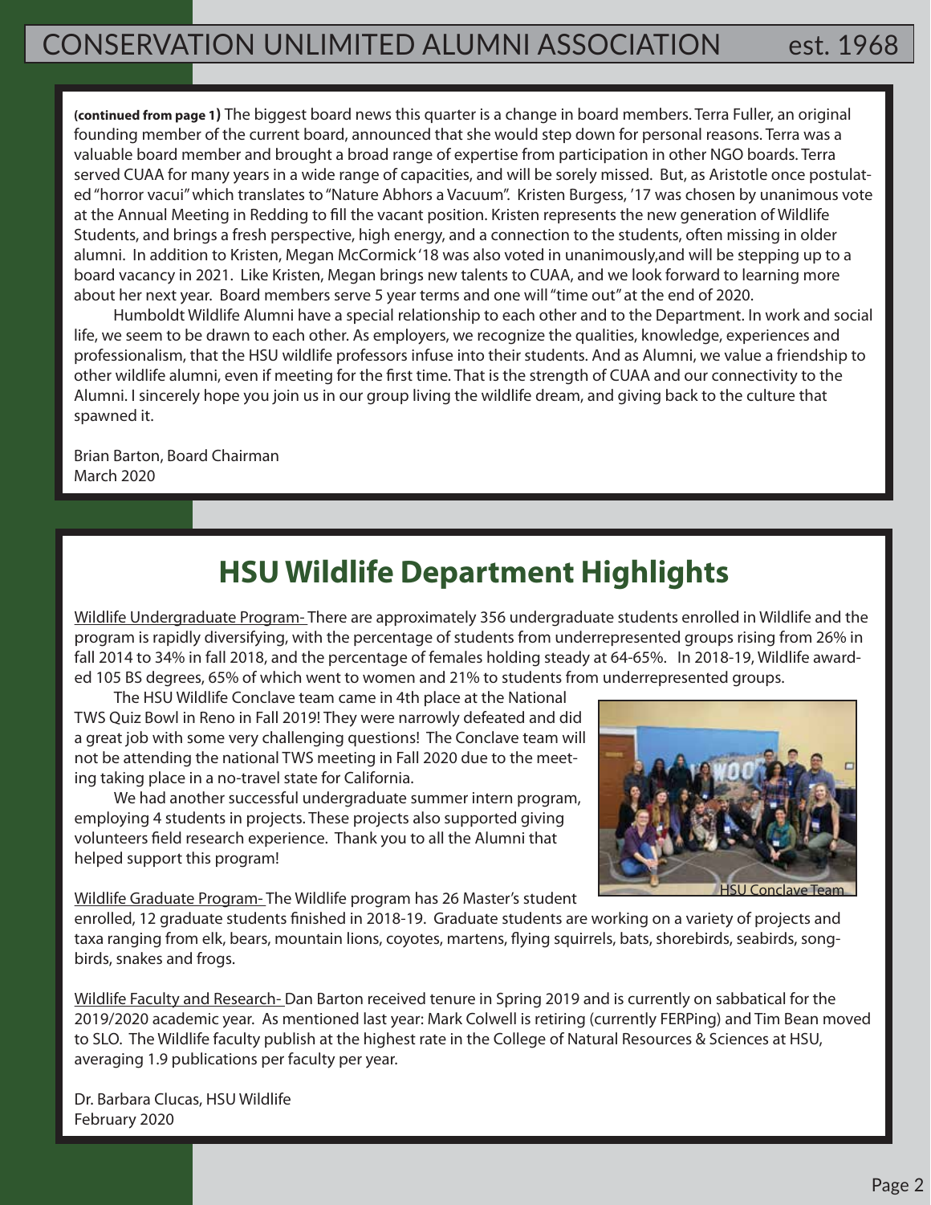**(continued from page 1)** The biggest board news this quarter is a change in board members. Terra Fuller, an original founding member of the current board, announced that she would step down for personal reasons. Terra was a valuable board member and brought a broad range of expertise from participation in other NGO boards. Terra served CUAA for many years in a wide range of capacities, and will be sorely missed. But, as Aristotle once postulated "horror vacui" which translates to "Nature Abhors a Vacuum". Kristen Burgess, '17 was chosen by unanimous vote at the Annual Meeting in Redding to fill the vacant position. Kristen represents the new generation of Wildlife Students, and brings a fresh perspective, high energy, and a connection to the students, often missing in older alumni. In addition to Kristen, Megan McCormick '18 was also voted in unanimously,and will be stepping up to a board vacancy in 2021. Like Kristen, Megan brings new talents to CUAA, and we look forward to learning more about her next year. Board members serve 5 year terms and one will "time out" at the end of 2020.

Humboldt Wildlife Alumni have a special relationship to each other and to the Department. In work and social life, we seem to be drawn to each other. As employers, we recognize the qualities, knowledge, experiences and professionalism, that the HSU wildlife professors infuse into their students. And as Alumni, we value a friendship to other wildlife alumni, even if meeting for the first time. That is the strength of CUAA and our connectivity to the Alumni. I sincerely hope you join us in our group living the wildlife dream, and giving back to the culture that spawned it.

Brian Barton, Board Chairman
March 2020

## HSU Wildlife Department Highlights

Wildlife Undergraduate Program- There are approximately 356 undergraduate students enrolled in Wildlife and the program is rapidly diversifying, with the percentage of students from underrepresented groups rising from 26% in fall 2014 to 34% in fall 2018, and the percentage of females holding steady at 64-65%. In 2018-19, Wildlife awarded 105 BS degrees, 65% of which went to women and 21% to students from underrepresented groups.

The HSU Wildlife Conclave team came in 4th place at the National TWS Quiz Bowl in Reno in Fall 2019! They were narrowly defeated and did a great job with some very challenging questions! The Conclave team will not be attending the national TWS meeting in Fall 2020 due to the meeting taking place in a no-travel state for California.

We had another successful undergraduate summer intern program, employing 4 students in projects. These projects also supported giving volunteers field research experience. Thank you to all the Alumni that helped support this program!

HSU Conclave Team

Wildlife Graduate Program- The Wildlife program has 26 Master's student enrolled, 12 graduate students finished in 2018-19. Graduate students are working on a variety of projects and taxa ranging from elk, bears, mountain lions, coyotes, martens, flying squirrels, bats, shorebirds, seabirds, songbirds, snakes and frogs.

Wildlife Faculty and Research- Dan Barton received tenure in Spring 2019 and is currently on sabbatical for the 2019/2020 academic year. As mentioned last year: Mark Colwell is retiring (currently FERPing) and Tim Bean moved to SLO. The Wildlife faculty publish at the highest rate in the College of Natural Resources & Sciences at HSU, averaging 1.9 publications per faculty per year.

Dr. Barbara Clucas, HSU Wildlife
February 2020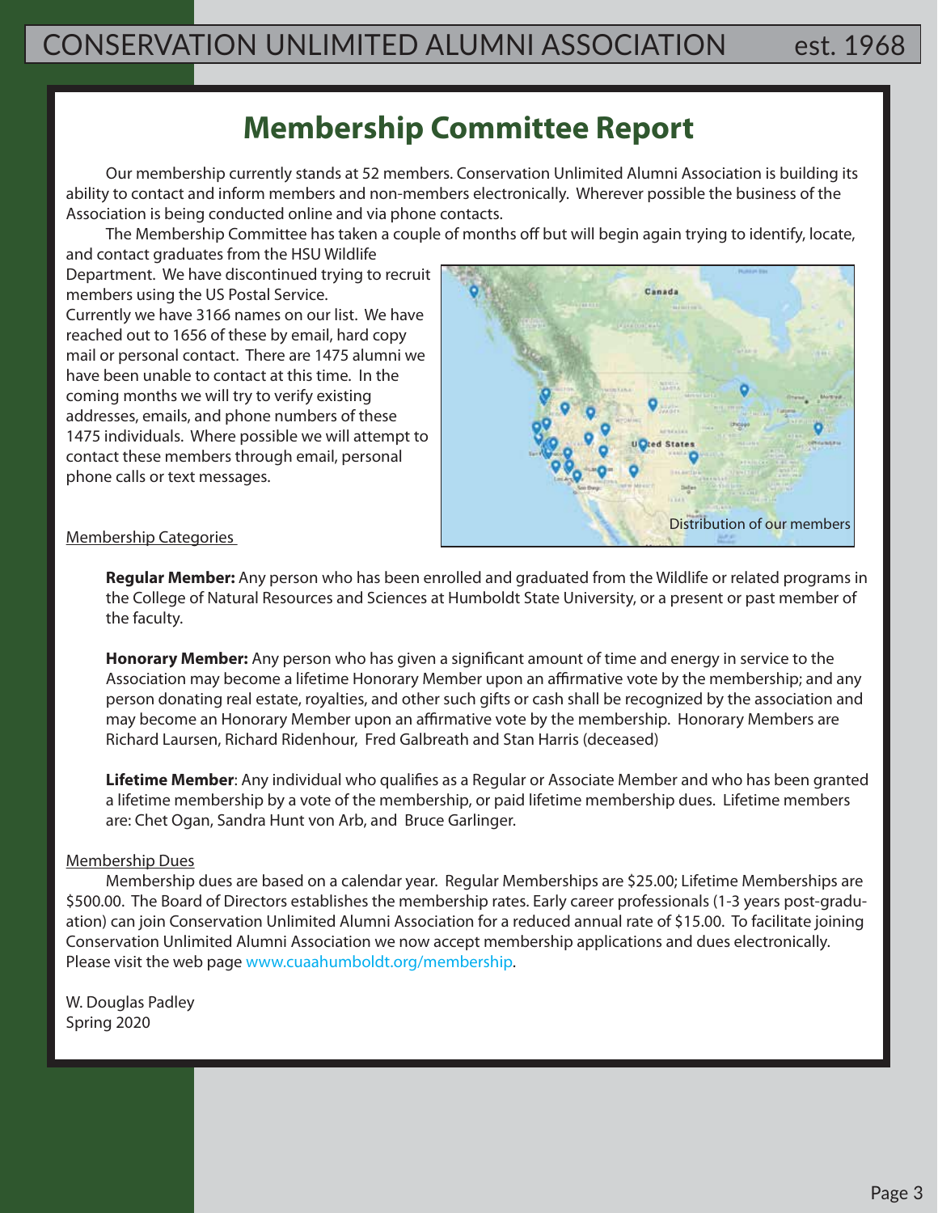## Membership Committee Report

Our membership currently stands at 52 members. Conservation Unlimited Alumni Association is building its ability to contact and inform members and non-members electronically. Wherever possible the business of the Association is being conducted online and via phone contacts.

The Membership Committee has taken a couple of months off but will begin again trying to identify, locate, and contact graduates from the HSU Wildlife Department. We have discontinued trying to recruit members using the US Postal Service. Currently we have 3166 names on our list. We have reached out to 1656 of these by email, hard copy mail or personal contact. There are 1475 alumni we have been unable to contact at this time. In the coming months we will try to verify existing addresses, emails, and phone numbers of these 1475 individuals. Where possible we will attempt to contact these members through email, personal phone calls or text messages.

Distribution of our members

Membership Categories

**Regular Member:** Any person who has been enrolled and graduated from the Wildlife or related programs in the College of Natural Resources and Sciences at Humboldt State University, or a present or past member of the faculty.

**Honorary Member:** Any person who has given a significant amount of time and energy in service to the Association may become a lifetime Honorary Member upon an affirmative vote by the membership; and any person donating real estate, royalties, and other such gifts or cash shall be recognized by the association and may become an Honorary Member upon an affirmative vote by the membership. Honorary Members are Richard Laursen, Richard Ridenhour, Fred Galbreath and Stan Harris (deceased)

**Lifetime Member**: Any individual who qualifies as a Regular or Associate Member and who has been granted a lifetime membership by a vote of the membership, or paid lifetime membership dues. Lifetime members are: Chet Ogan, Sandra Hunt von Arb, and Bruce Garlinger.

Membership Dues

Membership dues are based on a calendar year. Regular Memberships are $25.00; Lifetime Memberships are $500.00. The Board of Directors establishes the membership rates. Early career professionals (1-3 years post-graduation) can join Conservation Unlimited Alumni Association for a reduced annual rate of $15.00. To facilitate joining Conservation Unlimited Alumni Association we now accept membership applications and dues electronically. Please visit the web page www.cuaahumboldt.org/membership.

W. Douglas Padley
Spring 2020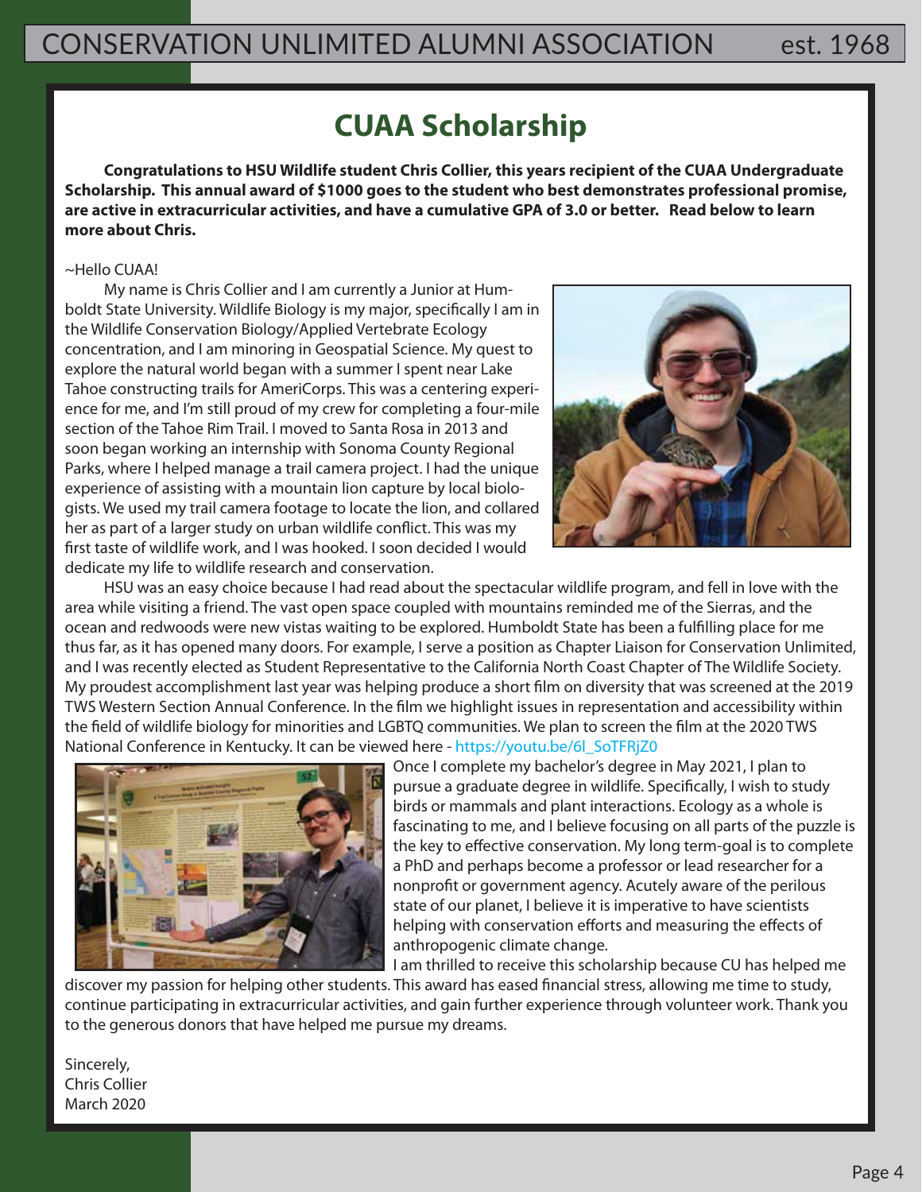## CUAA Scholarship

**Congratulations to HSU Wildlife student Chris Collier, this years recipient of the CUAA Undergraduate Scholarship. This annual award of $1000 goes to the student who best demonstrates professional promise, are active in extracurricular activities, and have a cumulative GPA of 3.0 or better. Read below to learn more about Chris.**

~Hello CUAA!

My name is Chris Collier and I am currently a Junior at Humboldt State University. Wildlife Biology is my major, specifically I am in the Wildlife Conservation Biology/Applied Vertebrate Ecology concentration, and I am minoring in Geospatial Science. My quest to explore the natural world began with a summer I spent near Lake Tahoe constructing trails for AmeriCorps. This was a centering experience for me, and I'm still proud of my crew for completing a four-mile section of the Tahoe Rim Trail. I moved to Santa Rosa in 2013 and soon began working an internship with Sonoma County Regional Parks, where I helped manage a trail camera project. I had the unique experience of assisting with a mountain lion capture by local biologists. We used my trail camera footage to locate the lion, and collared her as part of a larger study on urban wildlife conflict. This was my first taste of wildlife work, and I was hooked. I soon decided I would dedicate my life to wildlife research and conservation.

HSU was an easy choice because I had read about the spectacular wildlife program, and fell in love with the area while visiting a friend. The vast open space coupled with mountains reminded me of the Sierras, and the ocean and redwoods were new vistas waiting to be explored. Humboldt State has been a fulfilling place for me thus far, as it has opened many doors. For example, I serve a position as Chapter Liaison for Conservation Unlimited, and I was recently elected as Student Representative to the California North Coast Chapter of The Wildlife Society. My proudest accomplishment last year was helping produce a short film on diversity that was screened at the 2019 TWS Western Section Annual Conference. In the film we highlight issues in representation and accessibility within the field of wildlife biology for minorities and LGBTQ communities. We plan to screen the film at the 2020 TWS National Conference in Kentucky. It can be viewed here - https://youtu.be/6l_SoTFRjZ0

Once I complete my bachelor's degree in May 2021, I plan to pursue a graduate degree in wildlife. Specifically, I wish to study birds or mammals and plant interactions. Ecology as a whole is fascinating to me, and I believe focusing on all parts of the puzzle is the key to effective conservation. My long term-goal is to complete a PhD and perhaps become a professor or lead researcher for a nonprofit or government agency. Acutely aware of the perilous state of our planet, I believe it is imperative to have scientists helping with conservation efforts and measuring the effects of anthropogenic climate change.

I am thrilled to receive this scholarship because CU has helped me discover my passion for helping other students. This award has eased financial stress, allowing me time to study, continue participating in extracurricular activities, and gain further experience through volunteer work. Thank you to the generous donors that have helped me pursue my dreams.

Sincerely,
Chris Collier
March 2020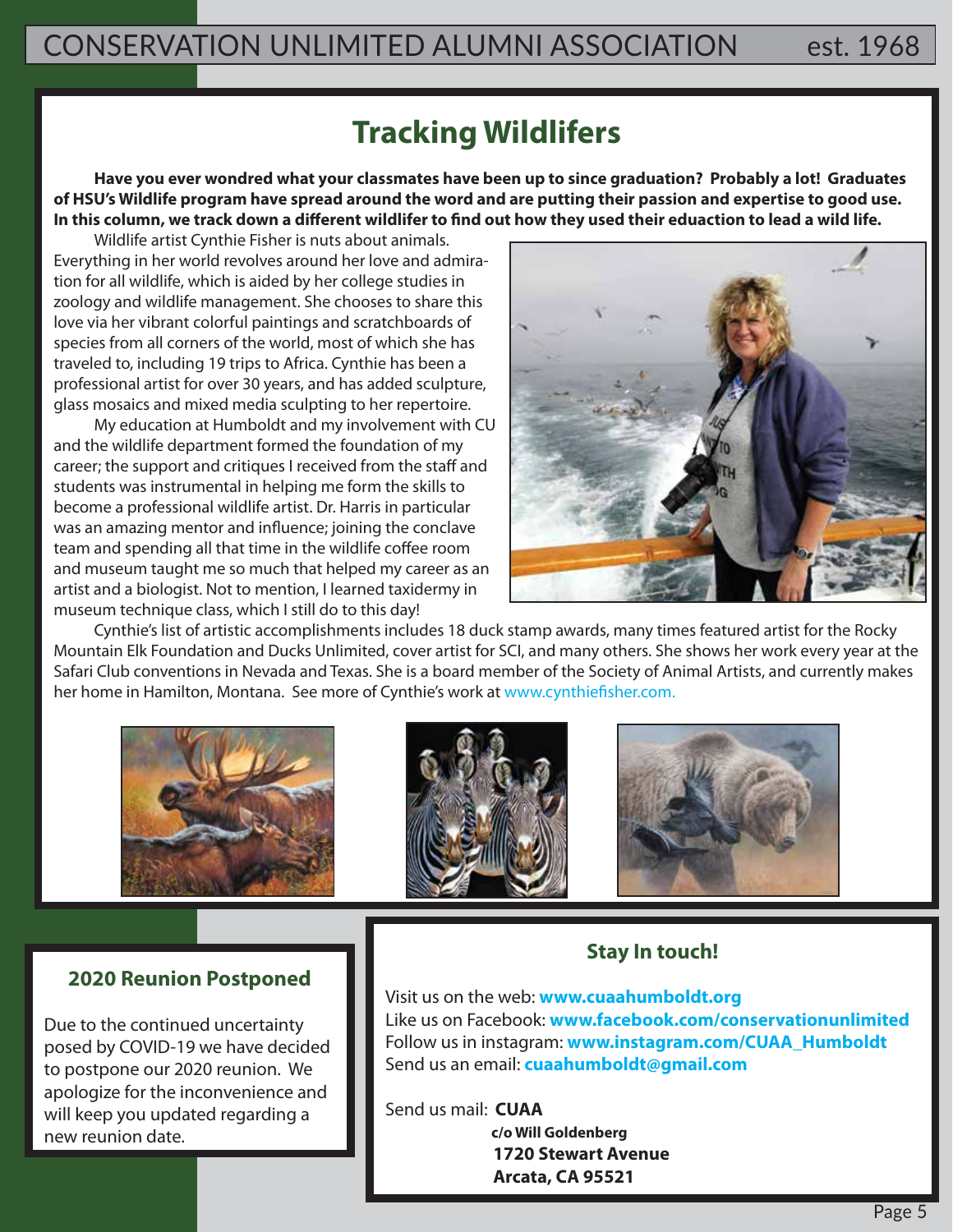## Tracking Wildlifers

**Have you ever wondered what your classmates have been up to since graduation? Probably a lot! Graduates of HSU's Wildlife program have spread around the word and are putting their passion and expertise to good use. In this column, we track down a different wildlifer to find out how they used their eduaction to lead a wild life.**

Wildlife artist Cynthie Fisher is nuts about animals. Everything in her world revolves around her love and admiration for all wildlife, which is aided by her college studies in zoology and wildlife management. She chooses to share this love via her vibrant colorful paintings and scratchboards of species from all corners of the world, most of which she has traveled to, including 19 trips to Africa. Cynthie has been a professional artist for over 30 years, and has added sculpture, glass mosaics and mixed media sculpting to her repertoire.

My education at Humboldt and my involvement with CU and the wildlife department formed the foundation of my career; the support and critiques I received from the staff and students was instrumental in helping me form the skills to become a professional wildlife artist. Dr. Harris in particular was an amazing mentor and influence; joining the conclave team and spending all that time in the wildlife coffee room and museum taught me so much that helped my career as an artist and a biologist. Not to mention, I learned taxidermy in museum technique class, which I still do to this day!

Cynthie's list of artistic accomplishments includes 18 duck stamp awards, many times featured artist for the Rocky Mountain Elk Foundation and Ducks Unlimited, cover artist for SCI, and many others. She shows her work every year at the Safari Club conventions in Nevada and Texas. She is a board member of the Society of Animal Artists, and currently makes her home in Hamilton, Montana. See more of Cynthie's work at www.cynthiefisher.com.

### 2020 Reunion Postponed

Due to the continued uncertainty posed by COVID-19 we have decided to postpone our 2020 reunion. We apologize for the inconvenience and will keep you updated regarding a new reunion date.

### Stay In touch!

Visit us on the web: **www.cuaahumboldt.org**
Like us on Facebook: **www.facebook.com/conservationunlimited**
Follow us in instagram: **www.instagram.com/CUAA_Humboldt**
Send us an email: **cuaahumboldt@gmail.com**

Send us mail: **CUAA**
**c/o Will Goldenberg**
**1720 Stewart Avenue**
**Arcata, CA 95521**